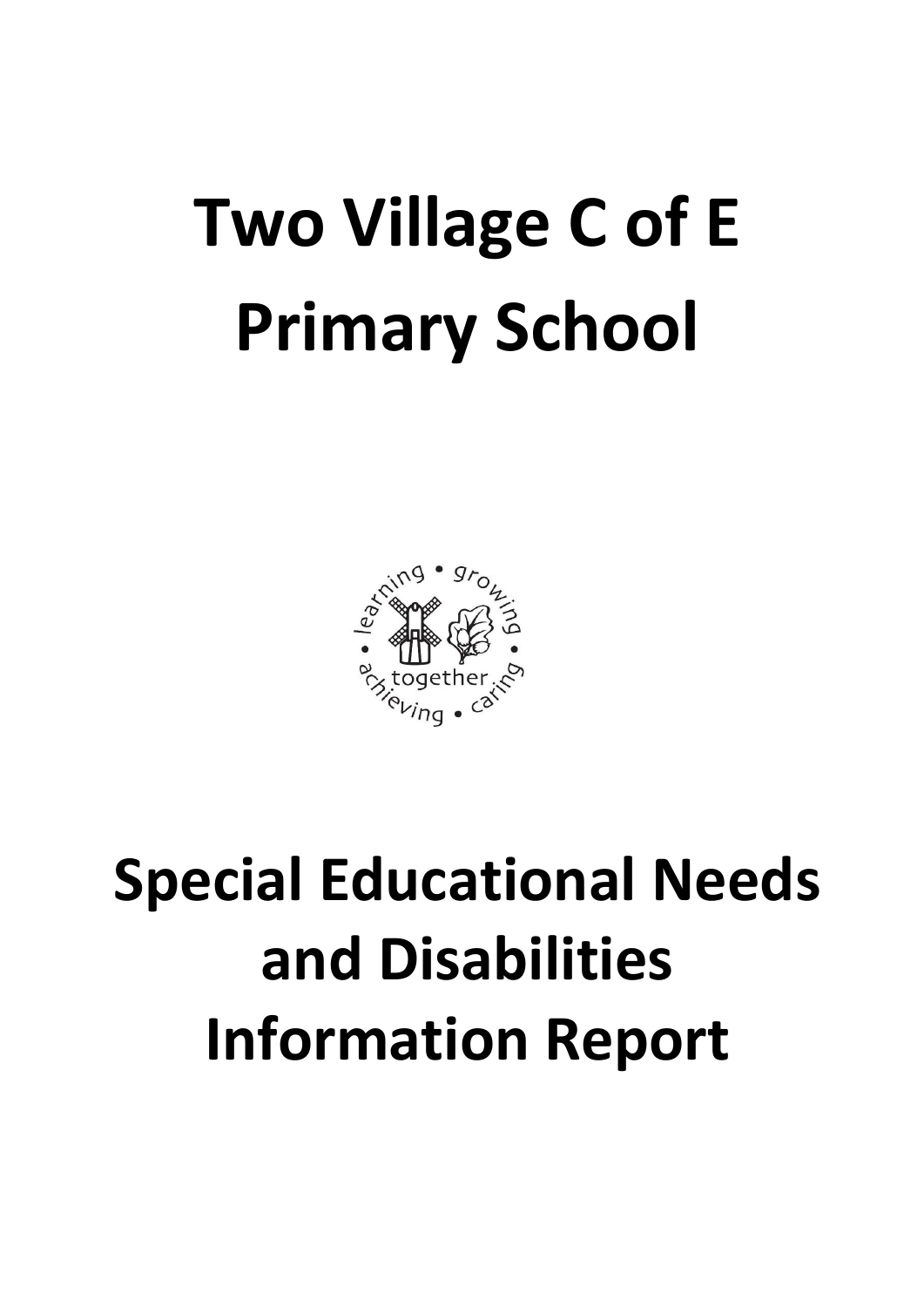# Two Village C of E Primary School

# Special Educational Needs and Disabilities Information Report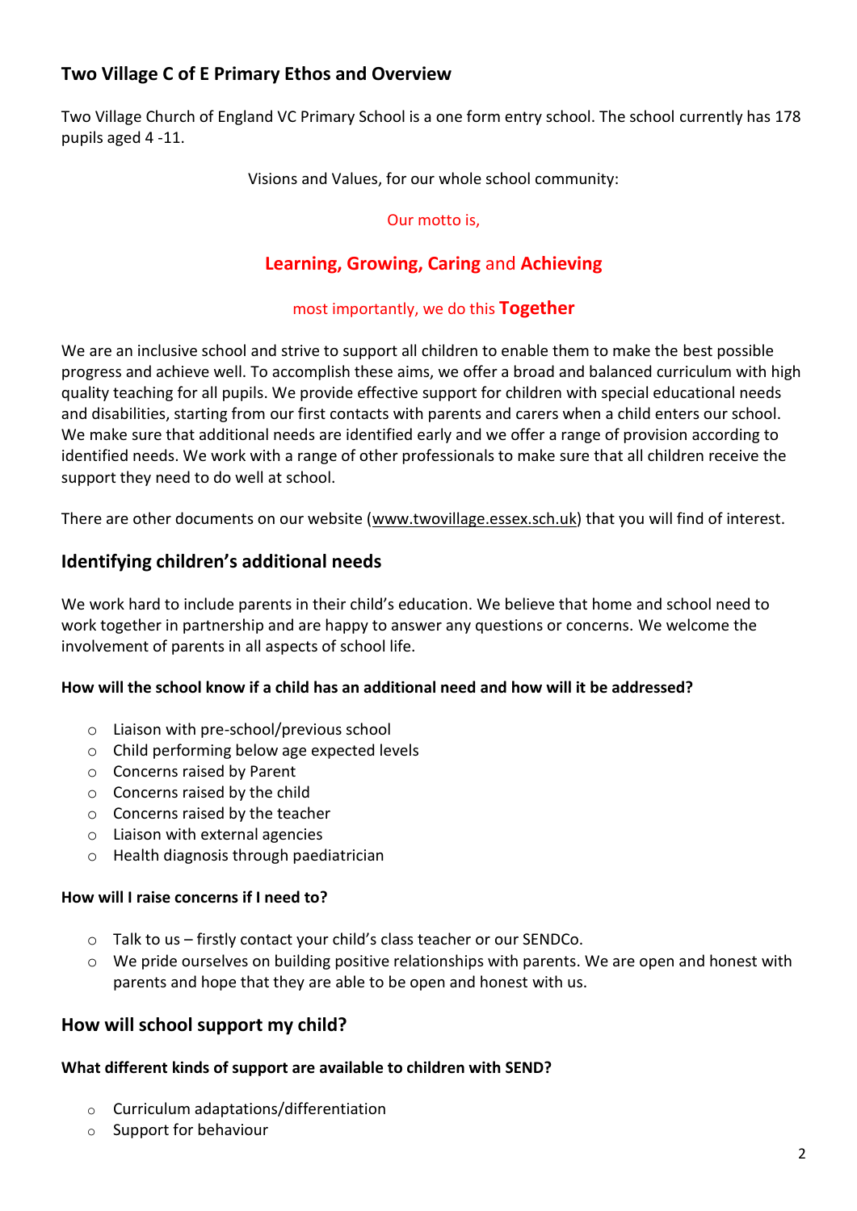## Two Village C of E Primary Ethos and Overview

Two Village Church of England VC Primary School is a one form entry school. The school currently has 178 pupils aged 4 -11.

Visions and Values, for our whole school community:

Our motto is,

**Learning, Growing, Caring** and **Achieving**

most importantly, we do this **Together**

We are an inclusive school and strive to support all children to enable them to make the best possible progress and achieve well. To accomplish these aims, we offer a broad and balanced curriculum with high quality teaching for all pupils. We provide effective support for children with special educational needs and disabilities, starting from our first contacts with parents and carers when a child enters our school. We make sure that additional needs are identified early and we offer a range of provision according to identified needs. We work with a range of other professionals to make sure that all children receive the support they need to do well at school.

There are other documents on our website (www.twovillage.essex.sch.uk) that you will find of interest.

## Identifying children's additional needs

We work hard to include parents in their child's education. We believe that home and school need to work together in partnership and are happy to answer any questions or concerns. We welcome the involvement of parents in all aspects of school life.

**How will the school know if a child has an additional need and how will it be addressed?**

- Liaison with pre-school/previous school
- Child performing below age expected levels
- Concerns raised by Parent
- Concerns raised by the child
- Concerns raised by the teacher
- Liaison with external agencies
- Health diagnosis through paediatrician

**How will I raise concerns if I need to?**

- Talk to us – firstly contact your child's class teacher or our SENDCo.
- We pride ourselves on building positive relationships with parents. We are open and honest with parents and hope that they are able to be open and honest with us.

## How will school support my child?

**What different kinds of support are available to children with SEND?**

- Curriculum adaptations/differentiation
- Support for behaviour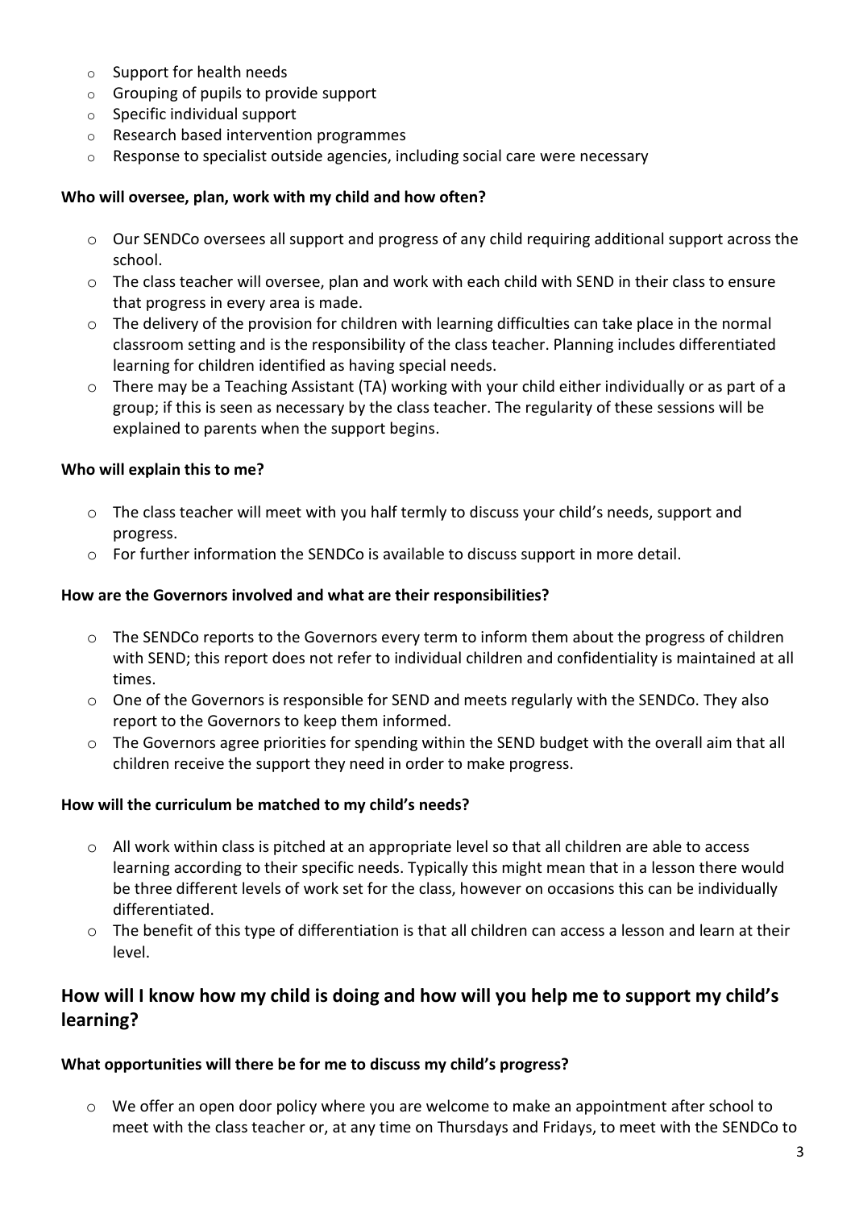- Support for health needs
- Grouping of pupils to provide support
- Specific individual support
- Research based intervention programmes
- Response to specialist outside agencies, including social care were necessary

### Who will oversee, plan, work with my child and how often?

- Our SENDCo oversees all support and progress of any child requiring additional support across the school.
- The class teacher will oversee, plan and work with each child with SEND in their class to ensure that progress in every area is made.
- The delivery of the provision for children with learning difficulties can take place in the normal classroom setting and is the responsibility of the class teacher. Planning includes differentiated learning for children identified as having special needs.
- There may be a Teaching Assistant (TA) working with your child either individually or as part of a group; if this is seen as necessary by the class teacher. The regularity of these sessions will be explained to parents when the support begins.

### Who will explain this to me?

- The class teacher will meet with you half termly to discuss your child's needs, support and progress.
- For further information the SENDCo is available to discuss support in more detail.

### How are the Governors involved and what are their responsibilities?

- The SENDCo reports to the Governors every term to inform them about the progress of children with SEND; this report does not refer to individual children and confidentiality is maintained at all times.
- One of the Governors is responsible for SEND and meets regularly with the SENDCo. They also report to the Governors to keep them informed.
- The Governors agree priorities for spending within the SEND budget with the overall aim that all children receive the support they need in order to make progress.

### How will the curriculum be matched to my child's needs?

- All work within class is pitched at an appropriate level so that all children are able to access learning according to their specific needs. Typically this might mean that in a lesson there would be three different levels of work set for the class, however on occasions this can be individually differentiated.
- The benefit of this type of differentiation is that all children can access a lesson and learn at their level.

## How will I know how my child is doing and how will you help me to support my child's learning?

### What opportunities will there be for me to discuss my child's progress?

- We offer an open door policy where you are welcome to make an appointment after school to meet with the class teacher or, at any time on Thursdays and Fridays, to meet with the SENDCo to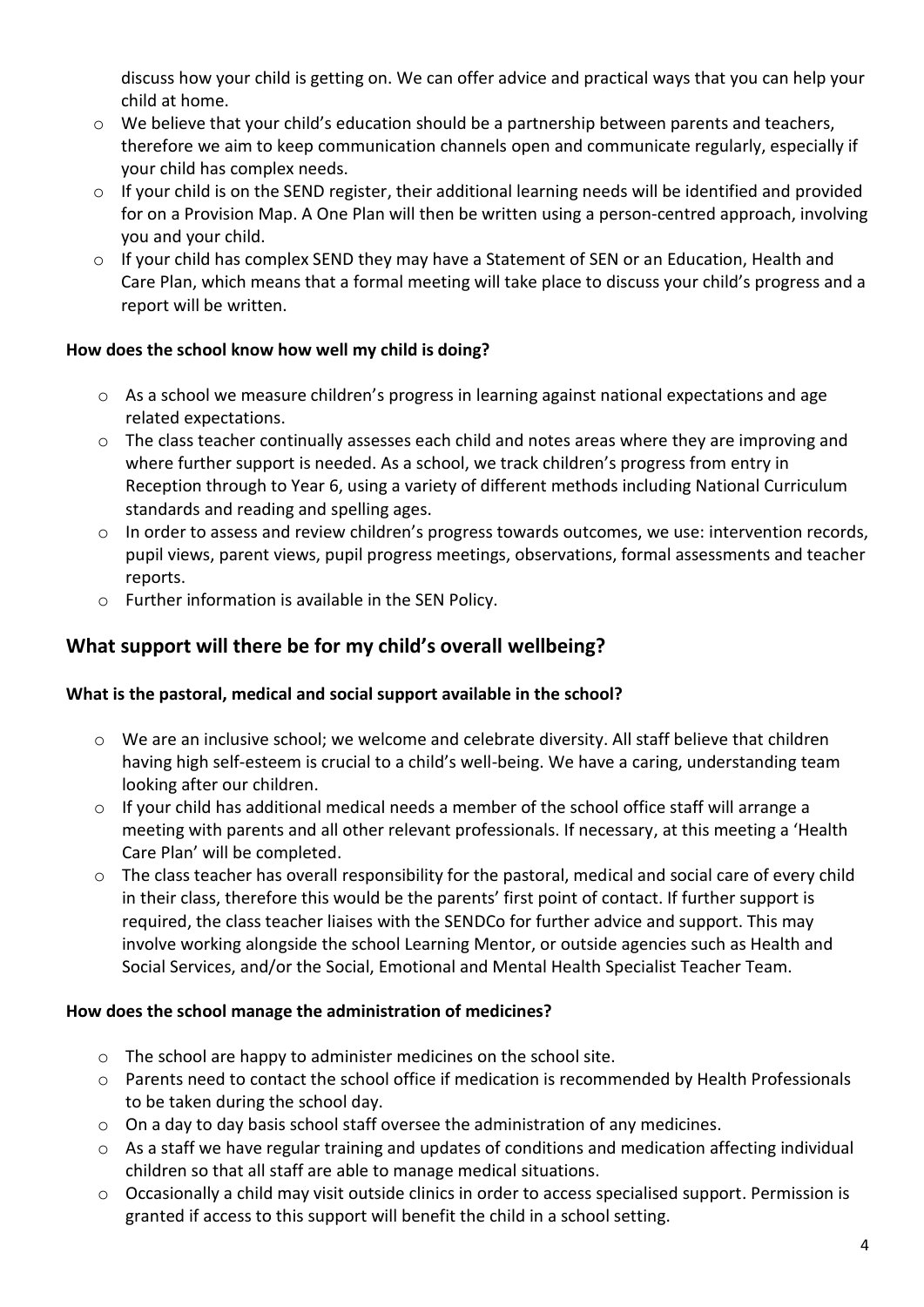discuss how your child is getting on. We can offer advice and practical ways that you can help your child at home.

- We believe that your child's education should be a partnership between parents and teachers, therefore we aim to keep communication channels open and communicate regularly, especially if your child has complex needs.
- If your child is on the SEND register, their additional learning needs will be identified and provided for on a Provision Map. A One Plan will then be written using a person-centred approach, involving you and your child.
- If your child has complex SEND they may have a Statement of SEN or an Education, Health and Care Plan, which means that a formal meeting will take place to discuss your child's progress and a report will be written.

**How does the school know how well my child is doing?**

- As a school we measure children's progress in learning against national expectations and age related expectations.
- The class teacher continually assesses each child and notes areas where they are improving and where further support is needed. As a school, we track children's progress from entry in Reception through to Year 6, using a variety of different methods including National Curriculum standards and reading and spelling ages.
- In order to assess and review children's progress towards outcomes, we use: intervention records, pupil views, parent views, pupil progress meetings, observations, formal assessments and teacher reports.
- Further information is available in the SEN Policy.

## What support will there be for my child's overall wellbeing?

**What is the pastoral, medical and social support available in the school?**

- We are an inclusive school; we welcome and celebrate diversity. All staff believe that children having high self-esteem is crucial to a child's well-being. We have a caring, understanding team looking after our children.
- If your child has additional medical needs a member of the school office staff will arrange a meeting with parents and all other relevant professionals. If necessary, at this meeting a 'Health Care Plan' will be completed.
- The class teacher has overall responsibility for the pastoral, medical and social care of every child in their class, therefore this would be the parents' first point of contact. If further support is required, the class teacher liaises with the SENDCo for further advice and support. This may involve working alongside the school Learning Mentor, or outside agencies such as Health and Social Services, and/or the Social, Emotional and Mental Health Specialist Teacher Team.

**How does the school manage the administration of medicines?**

- The school are happy to administer medicines on the school site.
- Parents need to contact the school office if medication is recommended by Health Professionals to be taken during the school day.
- On a day to day basis school staff oversee the administration of any medicines.
- As a staff we have regular training and updates of conditions and medication affecting individual children so that all staff are able to manage medical situations.
- Occasionally a child may visit outside clinics in order to access specialised support. Permission is granted if access to this support will benefit the child in a school setting.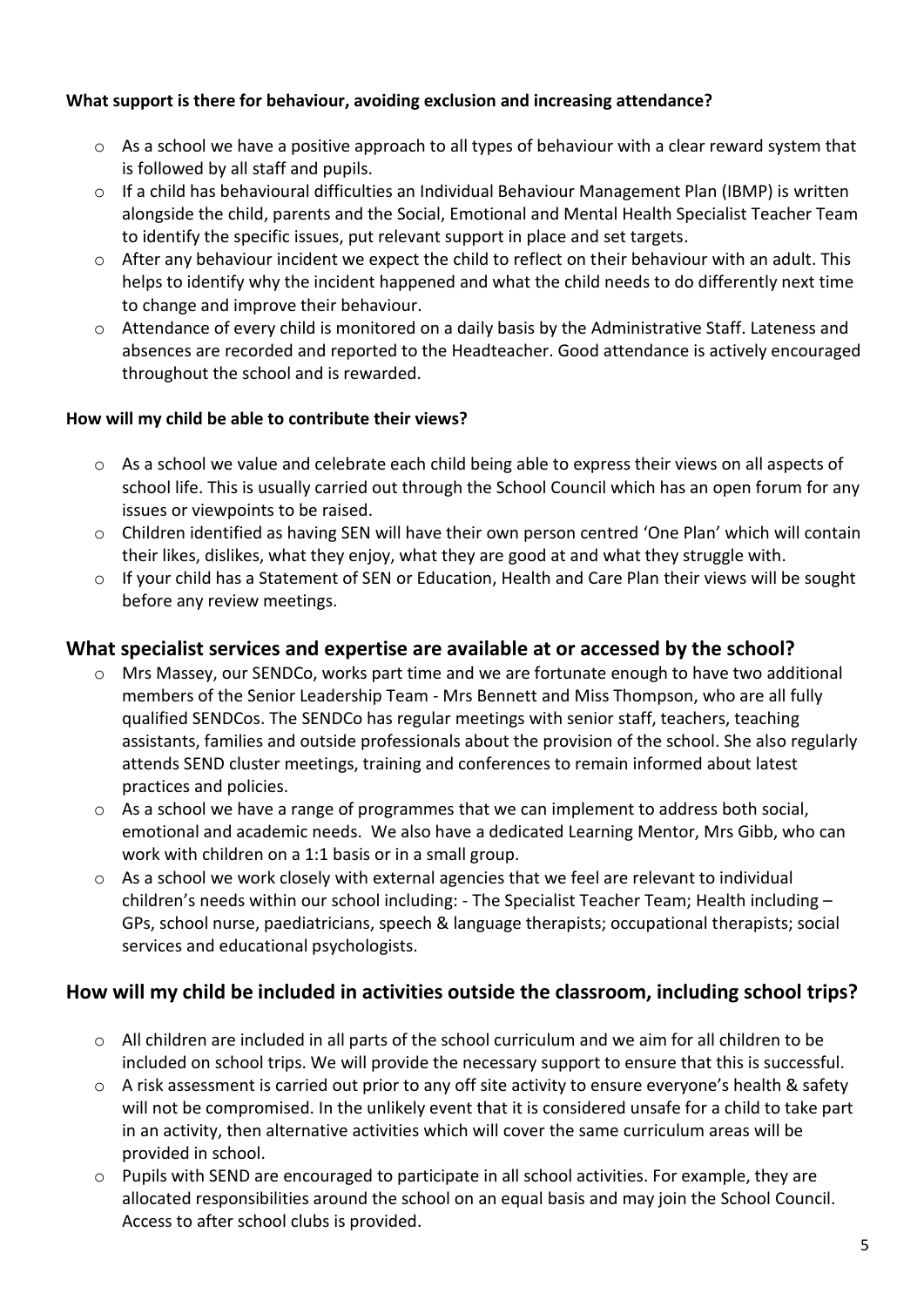**What support is there for behaviour, avoiding exclusion and increasing attendance?**

- As a school we have a positive approach to all types of behaviour with a clear reward system that is followed by all staff and pupils.
- If a child has behavioural difficulties an Individual Behaviour Management Plan (IBMP) is written alongside the child, parents and the Social, Emotional and Mental Health Specialist Teacher Team to identify the specific issues, put relevant support in place and set targets.
- After any behaviour incident we expect the child to reflect on their behaviour with an adult. This helps to identify why the incident happened and what the child needs to do differently next time to change and improve their behaviour.
- Attendance of every child is monitored on a daily basis by the Administrative Staff. Lateness and absences are recorded and reported to the Headteacher. Good attendance is actively encouraged throughout the school and is rewarded.

**How will my child be able to contribute their views?**

- As a school we value and celebrate each child being able to express their views on all aspects of school life. This is usually carried out through the School Council which has an open forum for any issues or viewpoints to be raised.
- Children identified as having SEN will have their own person centred 'One Plan' which will contain their likes, dislikes, what they enjoy, what they are good at and what they struggle with.
- If your child has a Statement of SEN or Education, Health and Care Plan their views will be sought before any review meetings.

## What specialist services and expertise are available at or accessed by the school?

- Mrs Massey, our SENDCo, works part time and we are fortunate enough to have two additional members of the Senior Leadership Team - Mrs Bennett and Miss Thompson, who are all fully qualified SENDCos. The SENDCo has regular meetings with senior staff, teachers, teaching assistants, families and outside professionals about the provision of the school. She also regularly attends SEND cluster meetings, training and conferences to remain informed about latest practices and policies.
- As a school we have a range of programmes that we can implement to address both social, emotional and academic needs. We also have a dedicated Learning Mentor, Mrs Gibb, who can work with children on a 1:1 basis or in a small group.
- As a school we work closely with external agencies that we feel are relevant to individual children's needs within our school including: - The Specialist Teacher Team; Health including – GPs, school nurse, paediatricians, speech & language therapists; occupational therapists; social services and educational psychologists.

## How will my child be included in activities outside the classroom, including school trips?

- All children are included in all parts of the school curriculum and we aim for all children to be included on school trips. We will provide the necessary support to ensure that this is successful.
- A risk assessment is carried out prior to any off site activity to ensure everyone's health & safety will not be compromised. In the unlikely event that it is considered unsafe for a child to take part in an activity, then alternative activities which will cover the same curriculum areas will be provided in school.
- Pupils with SEND are encouraged to participate in all school activities. For example, they are allocated responsibilities around the school on an equal basis and may join the School Council. Access to after school clubs is provided.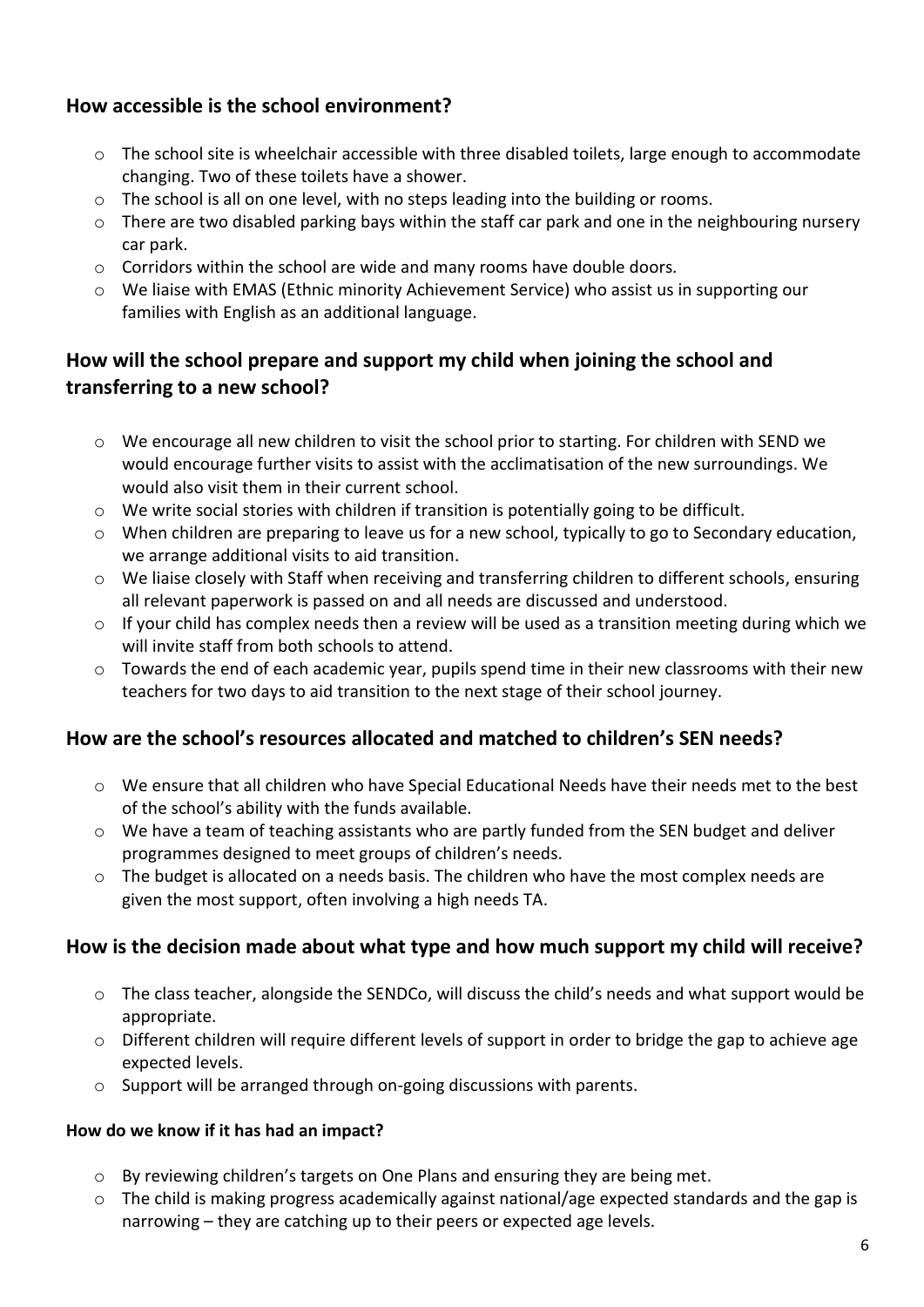## How accessible is the school environment?

- The school site is wheelchair accessible with three disabled toilets, large enough to accommodate changing. Two of these toilets have a shower.
- The school is all on one level, with no steps leading into the building or rooms.
- There are two disabled parking bays within the staff car park and one in the neighbouring nursery car park.
- Corridors within the school are wide and many rooms have double doors.
- We liaise with EMAS (Ethnic minority Achievement Service) who assist us in supporting our families with English as an additional language.

## How will the school prepare and support my child when joining the school and transferring to a new school?

- We encourage all new children to visit the school prior to starting. For children with SEND we would encourage further visits to assist with the acclimatisation of the new surroundings. We would also visit them in their current school.
- We write social stories with children if transition is potentially going to be difficult.
- When children are preparing to leave us for a new school, typically to go to Secondary education, we arrange additional visits to aid transition.
- We liaise closely with Staff when receiving and transferring children to different schools, ensuring all relevant paperwork is passed on and all needs are discussed and understood.
- If your child has complex needs then a review will be used as a transition meeting during which we will invite staff from both schools to attend.
- Towards the end of each academic year, pupils spend time in their new classrooms with their new teachers for two days to aid transition to the next stage of their school journey.

## How are the school's resources allocated and matched to children's SEN needs?

- We ensure that all children who have Special Educational Needs have their needs met to the best of the school's ability with the funds available.
- We have a team of teaching assistants who are partly funded from the SEN budget and deliver programmes designed to meet groups of children's needs.
- The budget is allocated on a needs basis. The children who have the most complex needs are given the most support, often involving a high needs TA.

## How is the decision made about what type and how much support my child will receive?

- The class teacher, alongside the SENDCo, will discuss the child's needs and what support would be appropriate.
- Different children will require different levels of support in order to bridge the gap to achieve age expected levels.
- Support will be arranged through on-going discussions with parents.

#### How do we know if it has had an impact?

- By reviewing children's targets on One Plans and ensuring they are being met.
- The child is making progress academically against national/age expected standards and the gap is narrowing – they are catching up to their peers or expected age levels.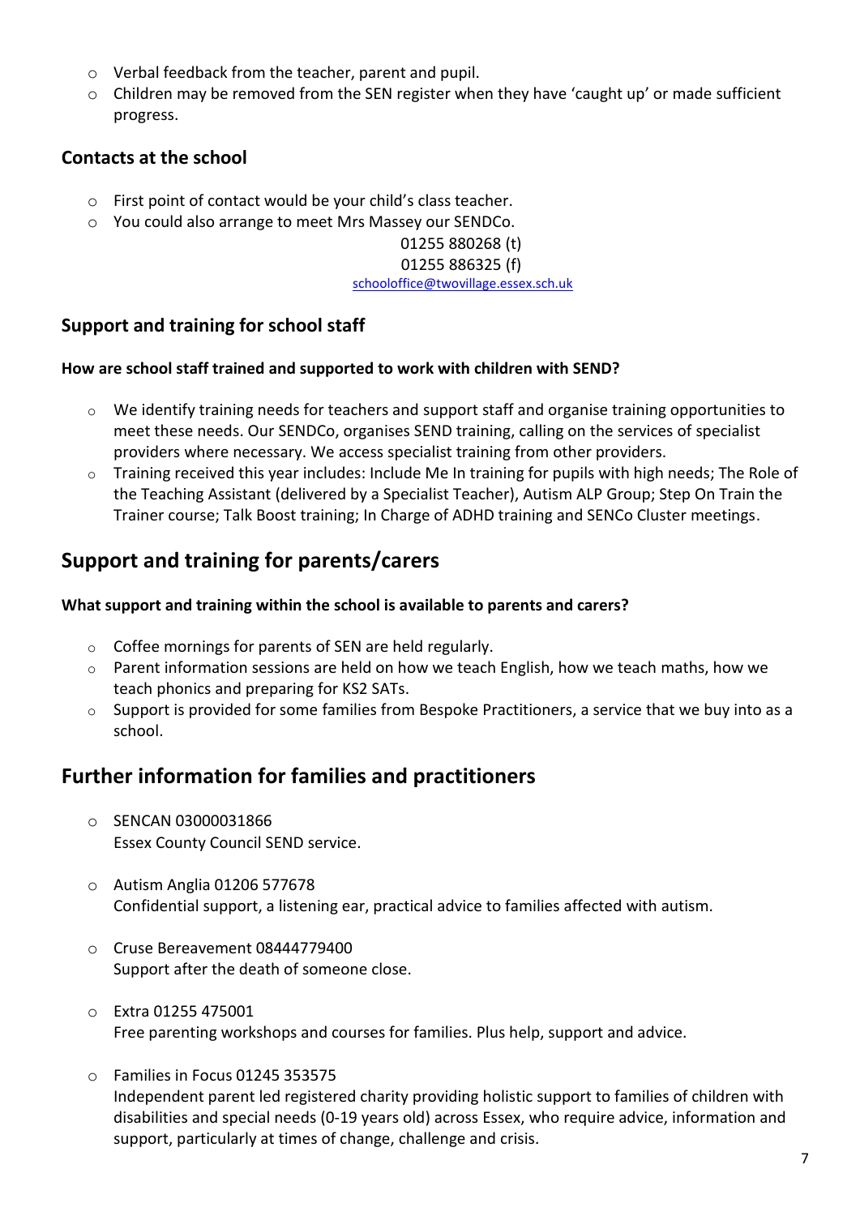- Verbal feedback from the teacher, parent and pupil.
- Children may be removed from the SEN register when they have 'caught up' or made sufficient progress.

### Contacts at the school

- First point of contact would be your child's class teacher.
- You could also arrange to meet Mrs Massey our SENDCo.

01255 880268 (t)
01255 886325 (f)
schooloffice@twovillage.essex.sch.uk

### Support and training for school staff

**How are school staff trained and supported to work with children with SEND?**

- We identify training needs for teachers and support staff and organise training opportunities to meet these needs. Our SENDCo, organises SEND training, calling on the services of specialist providers where necessary. We access specialist training from other providers.
- Training received this year includes: Include Me In training for pupils with high needs; The Role of the Teaching Assistant (delivered by a Specialist Teacher), Autism ALP Group; Step On Train the Trainer course; Talk Boost training; In Charge of ADHD training and SENCo Cluster meetings.

## Support and training for parents/carers

**What support and training within the school is available to parents and carers?**

- Coffee mornings for parents of SEN are held regularly.
- Parent information sessions are held on how we teach English, how we teach maths, how we teach phonics and preparing for KS2 SATs.
- Support is provided for some families from Bespoke Practitioners, a service that we buy into as a school.

## Further information for families and practitioners

- SENCAN 03000031866
  Essex County Council SEND service.

- Autism Anglia 01206 577678
  Confidential support, a listening ear, practical advice to families affected with autism.

- Cruse Bereavement 08444779400
  Support after the death of someone close.

- Extra 01255 475001
  Free parenting workshops and courses for families. Plus help, support and advice.

- Families in Focus 01245 353575
  Independent parent led registered charity providing holistic support to families of children with disabilities and special needs (0-19 years old) across Essex, who require advice, information and support, particularly at times of change, challenge and crisis.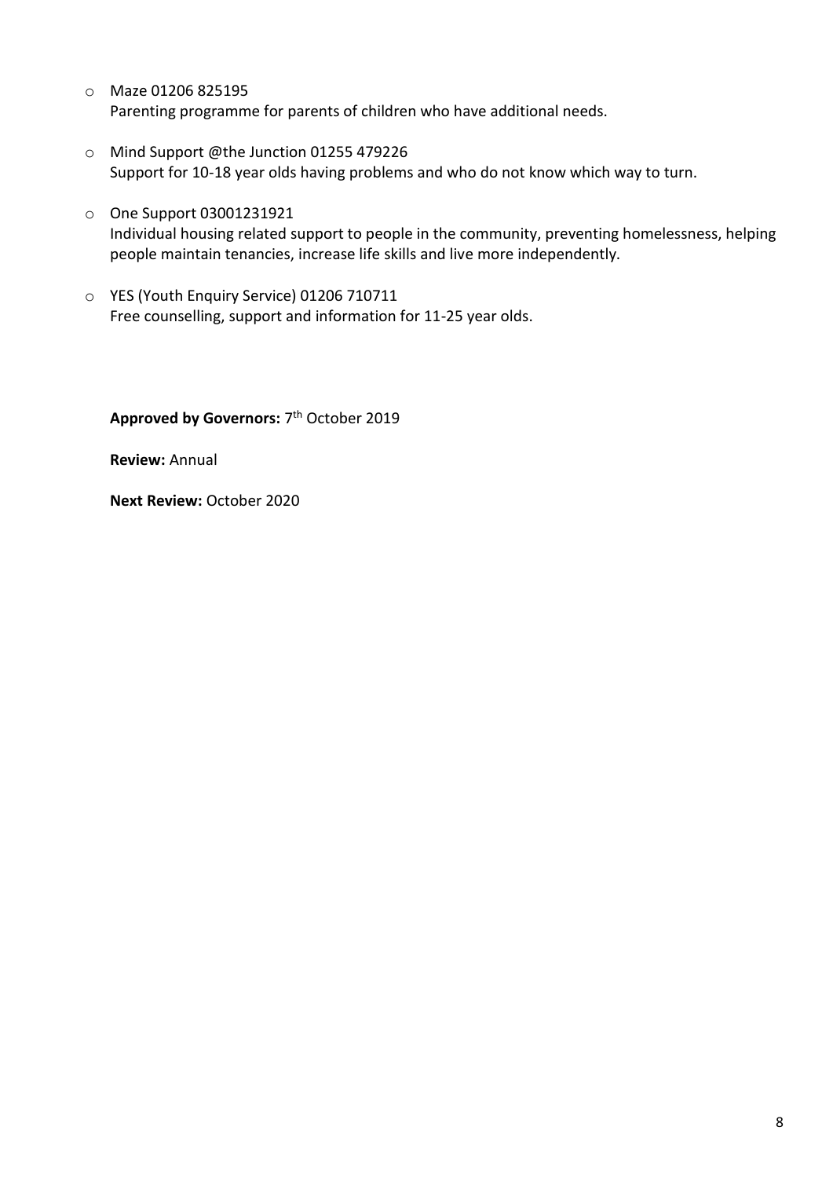- Maze 01206 825195
  Parenting programme for parents of children who have additional needs.

- Mind Support @the Junction 01255 479226
  Support for 10-18 year olds having problems and who do not know which way to turn.

- One Support 03001231921
  Individual housing related support to people in the community, preventing homelessness, helping people maintain tenancies, increase life skills and live more independently.

- YES (Youth Enquiry Service) 01206 710711
  Free counselling, support and information for 11-25 year olds.

**Approved by Governors:** 7th October 2019

**Review:** Annual

**Next Review:** October 2020